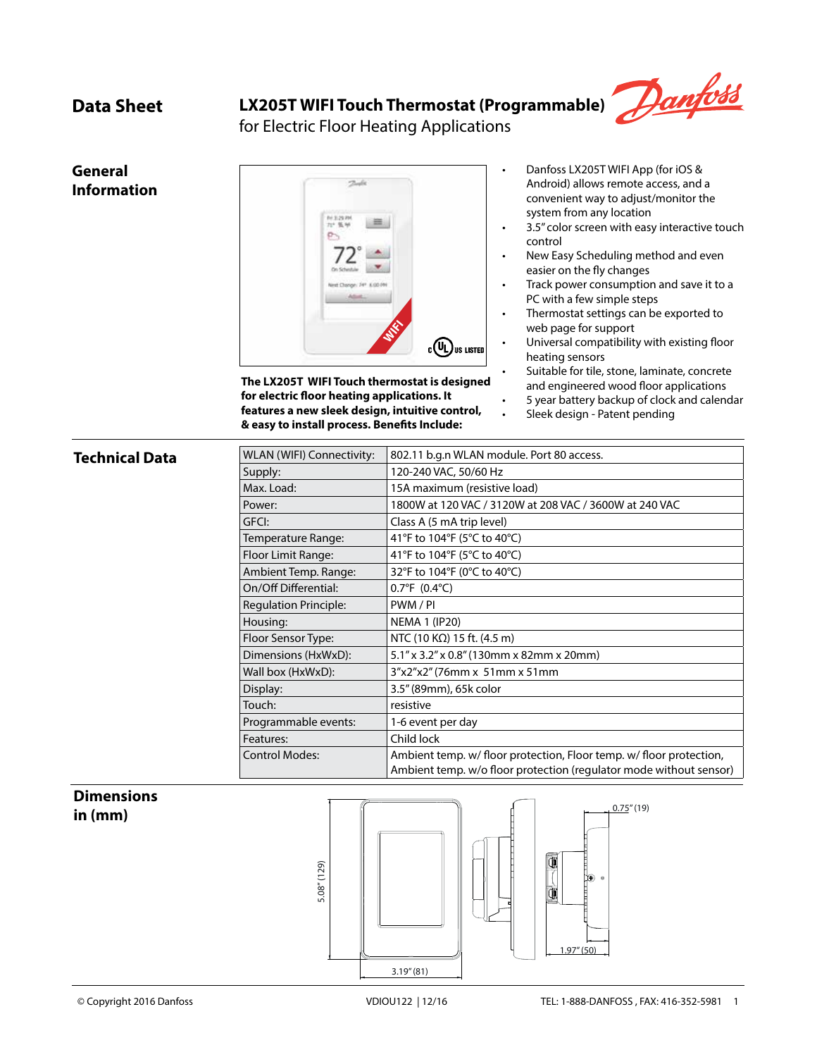# Data Sheet

## LX205T WIFI Touch Thermostat (Programmable)

for Electric Floor Heating Applications

## General Information

**The LX205T WIFI Touch thermostat is designed for electric floor heating applications. It features a new sleek design, intuitive control, & easy to install process. Benefits Include:**

- Danfoss LX205T WIFI App (for iOS & Android) allows remote access, and a convenient way to adjust/monitor the system from any location
- 3.5" color screen with easy interactive touch control
- New Easy Scheduling method and even easier on the fly changes
- Track power consumption and save it to a PC with a few simple steps
- Thermostat settings can be exported to web page for support
- Universal compatibility with existing floor heating sensors
- Suitable for tile, stone, laminate, concrete and engineered wood floor applications
- 5 year battery backup of clock and calendar
- Sleek design - Patent pending

## Technical Data

| | |
|---|---|
| WLAN (WIFI) Connectivity: | 802.11 b.g.n WLAN module. Port 80 access. |
| Supply: | 120-240 VAC, 50/60 Hz |
| Max. Load: | 15A maximum (resistive load) |
| Power: | 1800W at 120 VAC / 3120W at 208 VAC / 3600W at 240 VAC |
| GFCI: | Class A (5 mA trip level) |
| Temperature Range: | 41°F to 104°F (5°C to 40°C) |
| Floor Limit Range: | 41°F to 104°F (5°C to 40°C) |
| Ambient Temp. Range: | 32°F to 104°F (0°C to 40°C) |
| On/Off Differential: | 0.7°F (0.4°C) |
| Regulation Principle: | PWM / PI |
| Housing: | NEMA 1 (IP20) |
| Floor Sensor Type: | NTC (10 KΩ) 15 ft. (4.5 m) |
| Dimensions (HxWxD): | 5.1" x 3.2" x 0.8" (130mm x 82mm x 20mm) |
| Wall box (HxWxD): | 3"x2"x2" (76mm x 51mm x 51mm |
| Display: | 3.5" (89mm), 65k color |
| Touch: | resistive |
| Programmable events: | 1-6 event per day |
| Features: | Child lock |
| Control Modes: | Ambient temp. w/ floor protection, Floor temp. w/ floor protection, Ambient temp. w/o floor protection (regulator mode without sensor) |

## Dimensions in (mm)

5.08" (129)

3.19" (81)

0.75" (19)

1.97" (50)

© Copyright 2016 Danfoss VDIOU122 | 12/16 TEL: 1-888-DANFOSS , FAX: 416-352-5981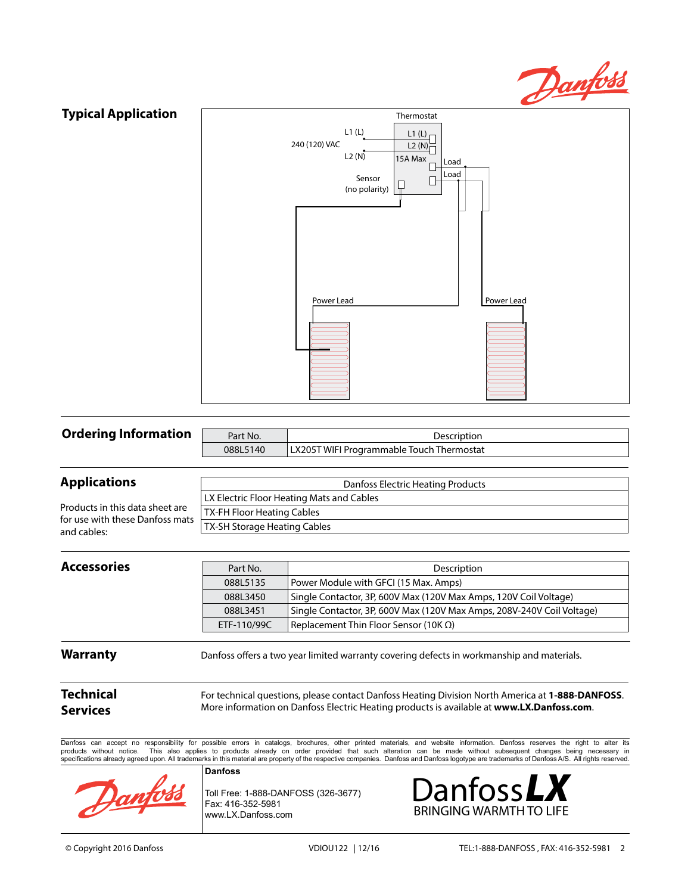## Typical Application

Thermostat

L1 (L)

L2 (N)

15A Max

Load

Load

240 (120) VAC

L1 (L)

L2 (N)

Sensor
(no polarity)

Power Lead

Power Lead

## Ordering Information

| Part No. | Description |
|---|---|
| 088L5140 | LX205T WIFI Programmable Touch Thermostat |

## Applications

Products in this data sheet are for use with these Danfoss mats and cables:

| Danfoss Electric Heating Products |
|---|
| LX Electric Floor Heating Mats and Cables |
| TX-FH Floor Heating Cables |
| TX-SH Storage Heating Cables |

## Accessories

| Part No. | Description |
|---|---|
| 088L5135 | Power Module with GFCI (15 Max. Amps) |
| 088L3450 | Single Contactor, 3P, 600V Max (120V Max Amps, 120V Coil Voltage) |
| 088L3451 | Single Contactor, 3P, 600V Max (120V Max Amps, 208V-240V Coil Voltage) |
| ETF-110/99C | Replacement Thin Floor Sensor (10K Ω) |

## Warranty

Danfoss offers a two year limited warranty covering defects in workmanship and materials.

## Technical Services

For technical questions, please contact Danfoss Heating Division North America at **1-888-DANFOSS**. More information on Danfoss Electric Heating products is available at **www.LX.Danfoss.com**.

Danfoss can accept no responsibility for possible errors in catalogs, brochures, other printed materials, and website information. Danfoss reserves the right to alter its products without notice. This also applies to products already on order provided that such alteration can be made without subsequent changes being necessary in specifications already agreed upon. All trademarks in this material are property of the respective companies. Danfoss and Danfoss logotype are trademarks of Danfoss A/S. All rights reserved.

**Danfoss**

Toll Free: 1-888-DANFOSS (326-3677)
Fax: 416-352-5981
www.LX.Danfoss.com

Danfoss**LX**
BRINGING WARMTH TO LIFE

© Copyright 2016 Danfoss VDIOU122 | 12/16 TEL:1-888-DANFOSS , FAX: 416-352-5981